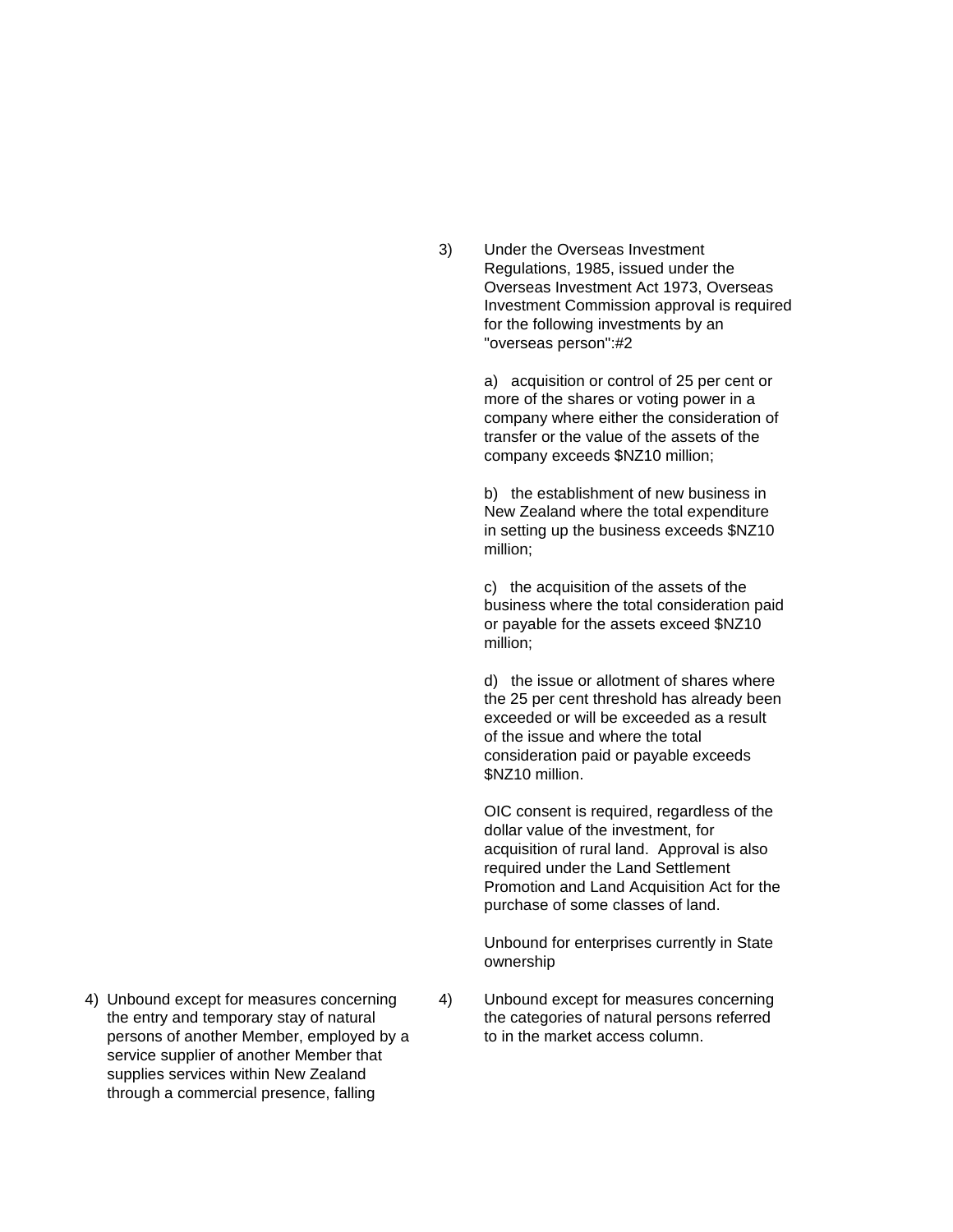3) Under the Overseas Investment Regulations, 1985, issued under the Overseas Investment Act 1973, Overseas Investment Commission approval is required for the following investments by an "overseas person":#2

a) acquisition or control of 25 per cent or more of the shares or voting power in a company where either the consideration of transfer or the value of the assets of the company exceeds $NZ10 million;

b) the establishment of new business in New Zealand where the total expenditure in setting up the business exceeds $NZ10 million;

c) the acquisition of the assets of the business where the total consideration paid or payable for the assets exceed $NZ10 million;

d) the issue or allotment of shares where the 25 per cent threshold has already been exceeded or will be exceeded as a result of the issue and where the total consideration paid or payable exceeds $NZ10 million.

OIC consent is required, regardless of the dollar value of the investment, for acquisition of rural land. Approval is also required under the Land Settlement Promotion and Land Acquisition Act for the purchase of some classes of land.

Unbound for enterprises currently in State ownership

| Market access | National treatment |
| --- | --- |
| 4) Unbound except for measures concerning the entry and temporary stay of natural persons of another Member, employed by a service supplier of another Member that supplies services within New Zealand through a commercial presence, falling | 4) Unbound except for measures concerning the categories of natural persons referred to in the market access column. |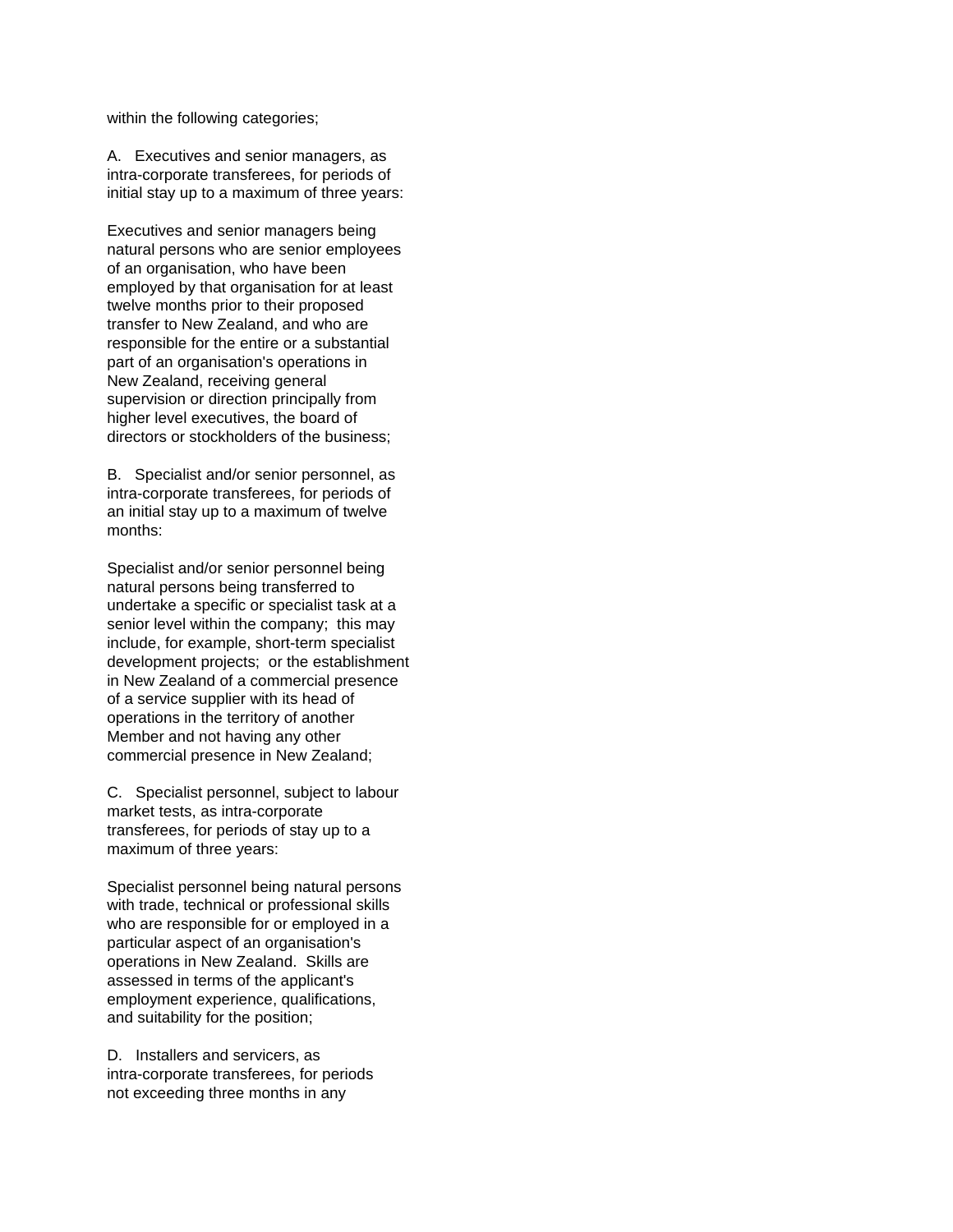within the following categories;

A. Executives and senior managers, as intra-corporate transferees, for periods of initial stay up to a maximum of three years:

Executives and senior managers being natural persons who are senior employees of an organisation, who have been employed by that organisation for at least twelve months prior to their proposed transfer to New Zealand, and who are responsible for the entire or a substantial part of an organisation's operations in New Zealand, receiving general supervision or direction principally from higher level executives, the board of directors or stockholders of the business;

B. Specialist and/or senior personnel, as intra-corporate transferees, for periods of an initial stay up to a maximum of twelve months:

Specialist and/or senior personnel being natural persons being transferred to undertake a specific or specialist task at a senior level within the company; this may include, for example, short-term specialist development projects; or the establishment in New Zealand of a commercial presence of a service supplier with its head of operations in the territory of another Member and not having any other commercial presence in New Zealand;

C. Specialist personnel, subject to labour market tests, as intra-corporate transferees, for periods of stay up to a maximum of three years:

Specialist personnel being natural persons with trade, technical or professional skills who are responsible for or employed in a particular aspect of an organisation's operations in New Zealand. Skills are assessed in terms of the applicant's employment experience, qualifications, and suitability for the position;

D. Installers and servicers, as intra-corporate transferees, for periods not exceeding three months in any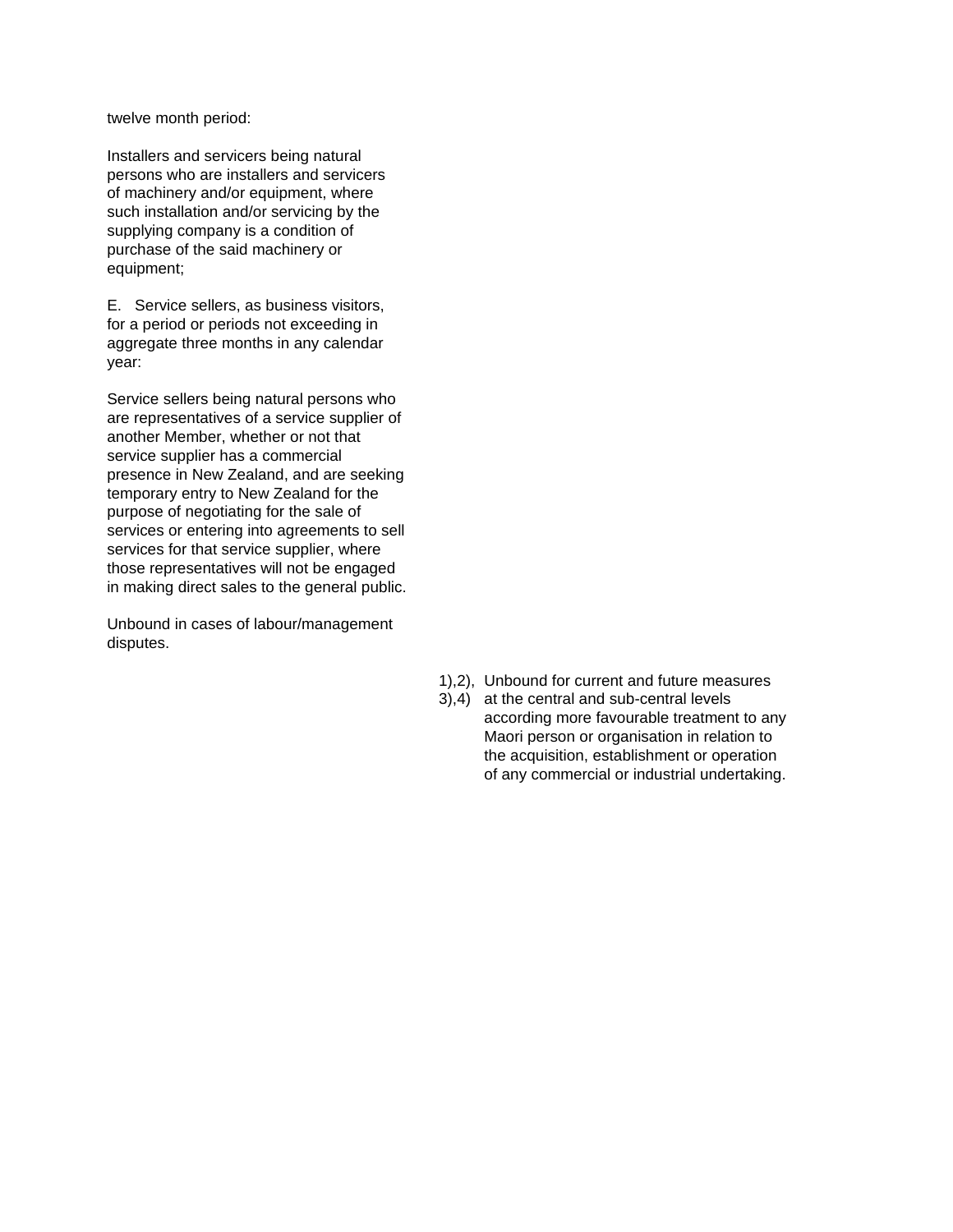twelve month period:

Installers and servicers being natural persons who are installers and servicers of machinery and/or equipment, where such installation and/or servicing by the supplying company is a condition of purchase of the said machinery or equipment;

E. Service sellers, as business visitors, for a period or periods not exceeding in aggregate three months in any calendar year:

Service sellers being natural persons who are representatives of a service supplier of another Member, whether or not that service supplier has a commercial presence in New Zealand, and are seeking temporary entry to New Zealand for the purpose of negotiating for the sale of services or entering into agreements to sell services for that service supplier, where those representatives will not be engaged in making direct sales to the general public.

Unbound in cases of labour/management disputes.

1),2), 3),4) Unbound for current and future measures at the central and sub-central levels according more favourable treatment to any Maori person or organisation in relation to the acquisition, establishment or operation of any commercial or industrial undertaking.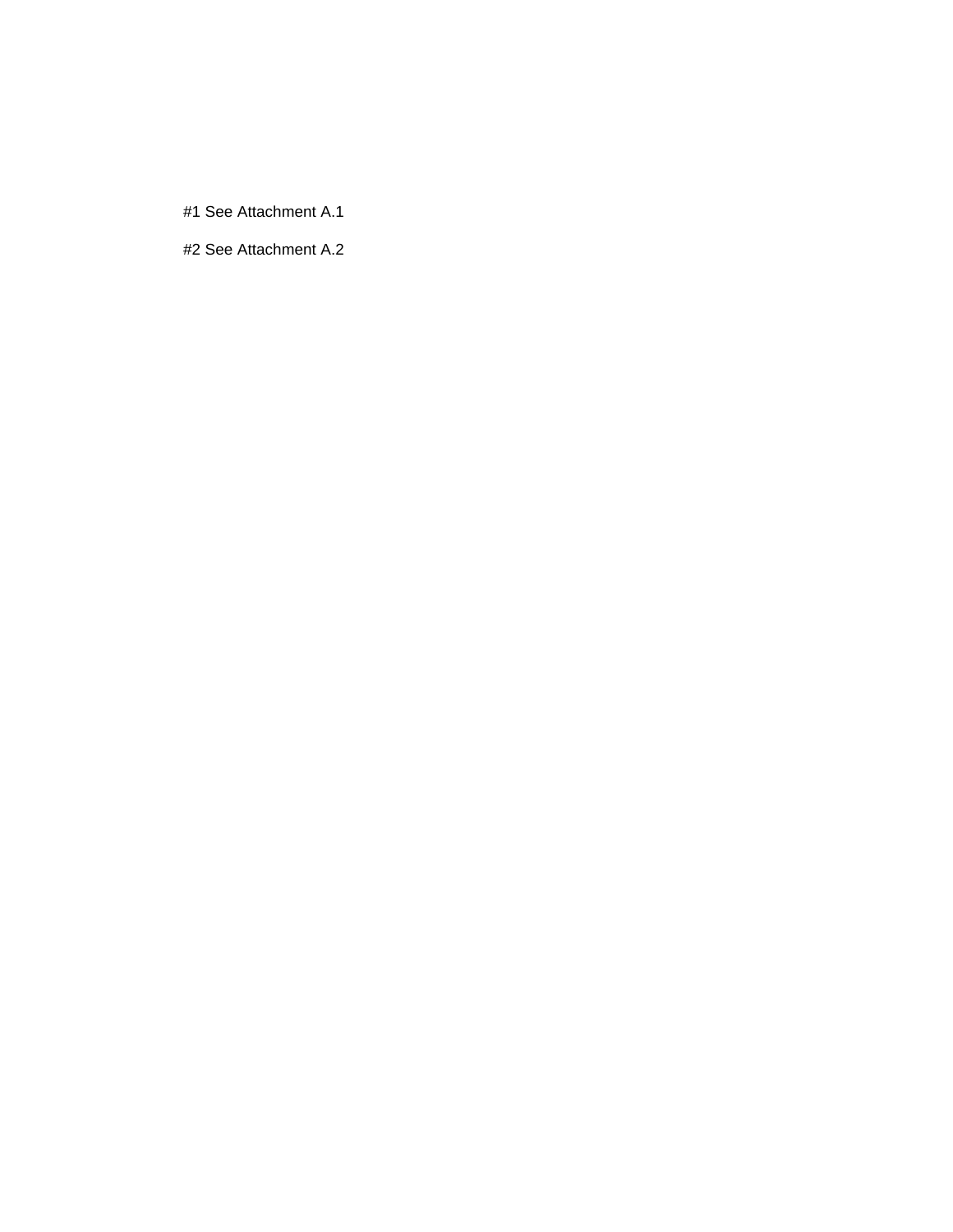#1 See Attachment A.1

#2 See Attachment A.2